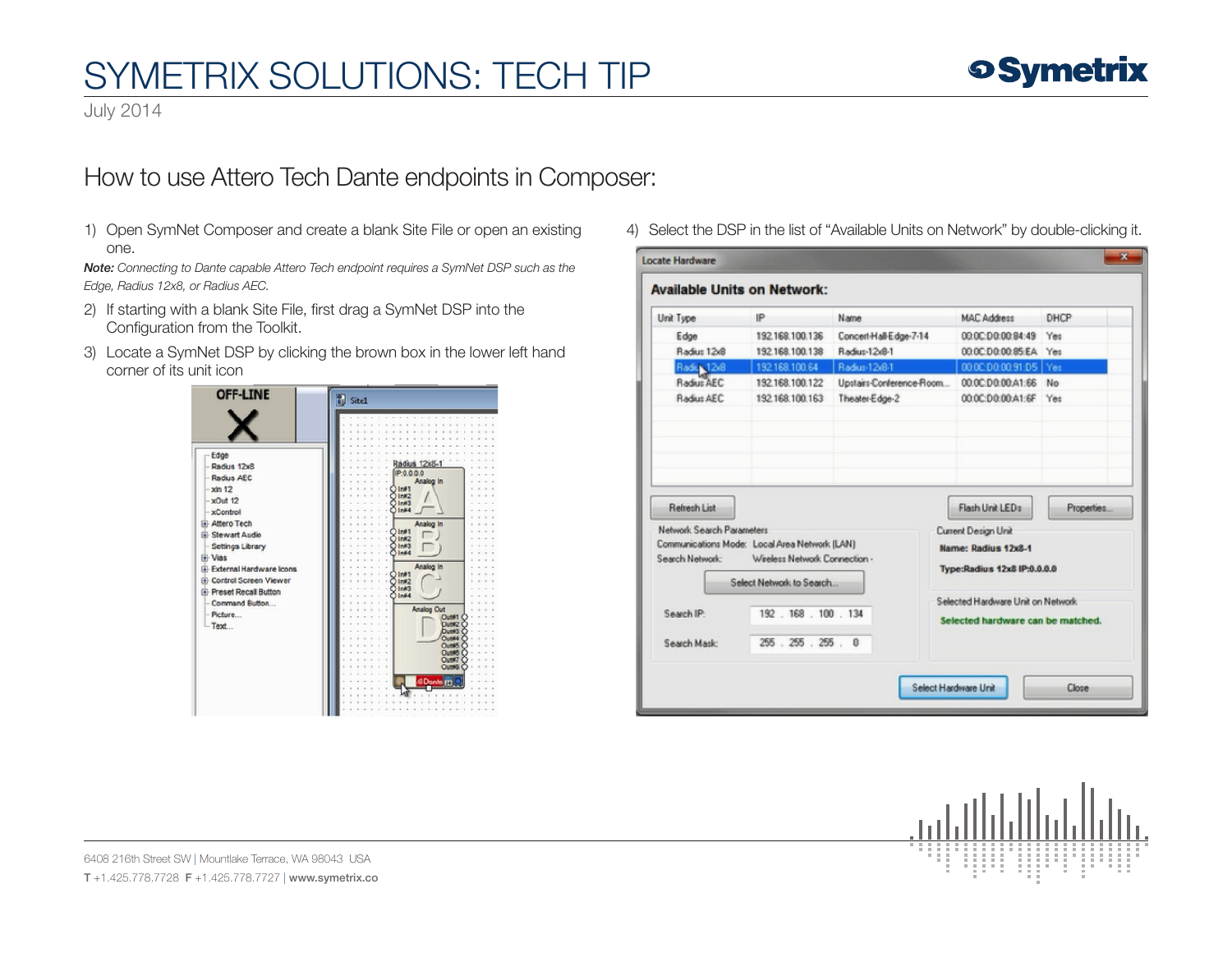# SYMETRIX SOLUTIONS: TECH TIP

July 2014

## How to use Attero Tech Dante endpoints in Composer:

1) Open SymNet Composer and create a blank Site File or open an existing one.

***Note:*** *Connecting to Dante capable Attero Tech endpoint requires a SymNet DSP such as the Edge, Radius 12x8, or Radius AEC.*

2) If starting with a blank Site File, first drag a SymNet DSP into the Configuration from the Toolkit.
3) Locate a SymNet DSP by clicking the brown box in the lower left hand corner of its unit icon

4) Select the DSP in the list of "Available Units on Network" by double-clicking it.

6408 216th Street SW | Mountlake Terrace, WA 98043 USA

**T** +1.425.778.7728 **F** +1.425.778.7727 | **www.symetrix.co**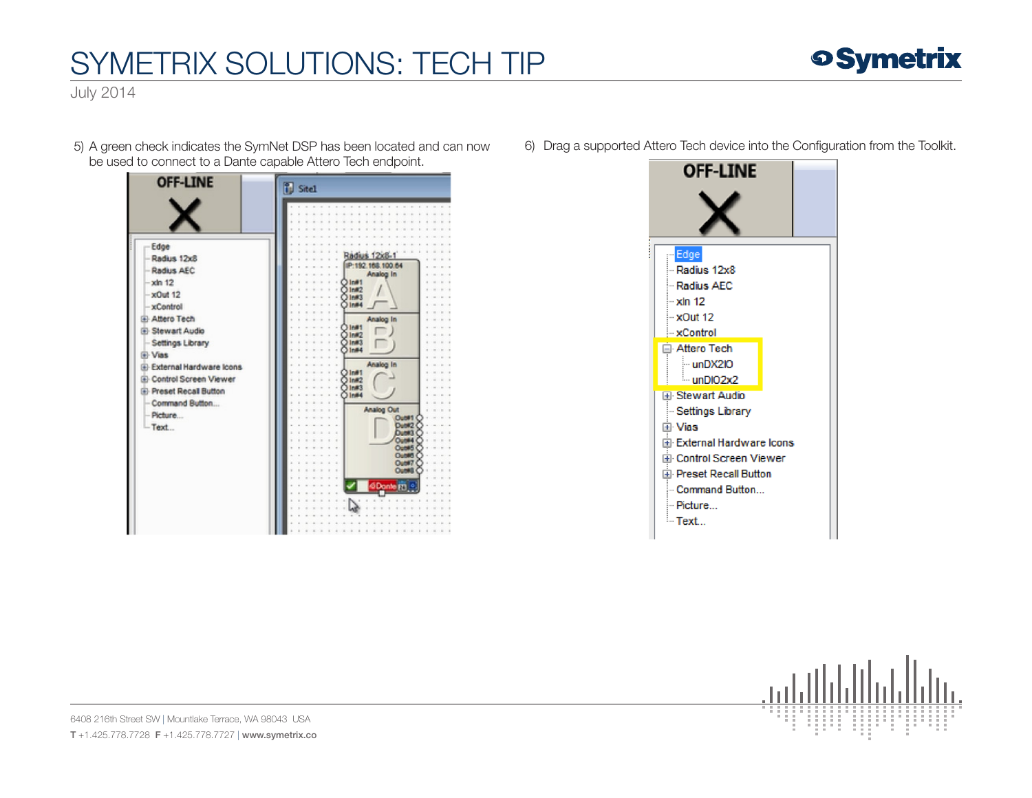5) A green check indicates the SymNet DSP has been located and can now be used to connect to a Dante capable Attero Tech endpoint.

6) Drag a supported Attero Tech device into the Configuration from the Toolkit.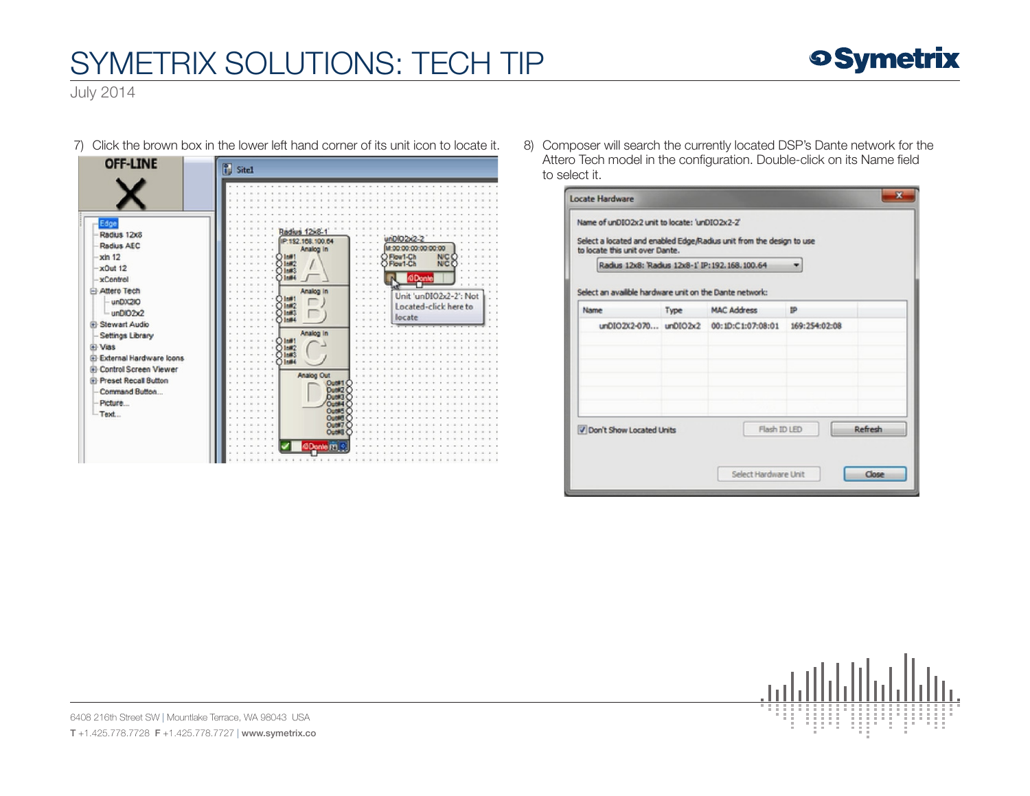7) Click the brown box in the lower left hand corner of its unit icon to locate it.

8) Composer will search the currently located DSP's Dante network for the Attero Tech model in the configuration. Double-click on its Name field to select it.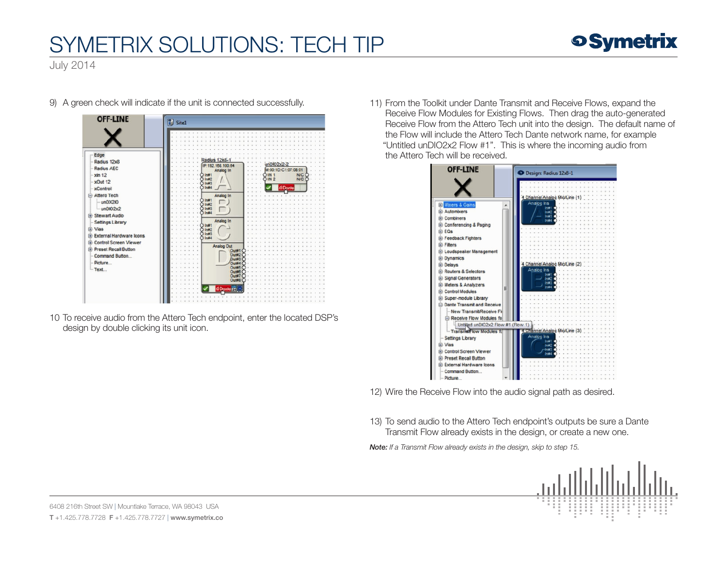9) A green check will indicate if the unit is connected successfully.

10 To receive audio from the Attero Tech endpoint, enter the located DSP's design by double clicking its unit icon.

11) From the Toolkit under Dante Transmit and Receive Flows, expand the Receive Flow Modules for Existing Flows. Then drag the auto-generated Receive Flow from the Attero Tech unit into the design. The default name of the Flow will include the Attero Tech Dante network name, for example "Untitled unDIO2x2 Flow #1". This is where the incoming audio from the Attero Tech will be received.

12) Wire the Receive Flow into the audio signal path as desired.

13) To send audio to the Attero Tech endpoint's outputs be sure a Dante Transmit Flow already exists in the design, or create a new one.

***Note:*** *If a Transmit Flow already exists in the design, skip to step 15.*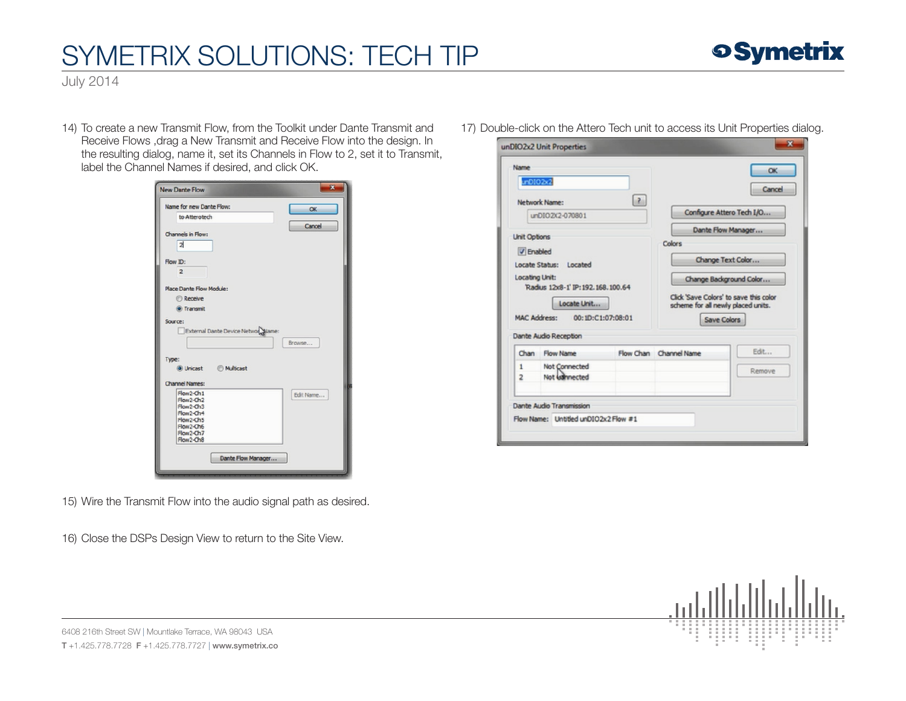14) To create a new Transmit Flow, from the Toolkit under Dante Transmit and Receive Flows ,drag a New Transmit and Receive Flow into the design. In the resulting dialog, name it, set its Channels in Flow to 2, set it to Transmit, label the Channel Names if desired, and click OK.

15) Wire the Transmit Flow into the audio signal path as desired.

16) Close the DSPs Design View to return to the Site View.

17) Double-click on the Attero Tech unit to access its Unit Properties dialog.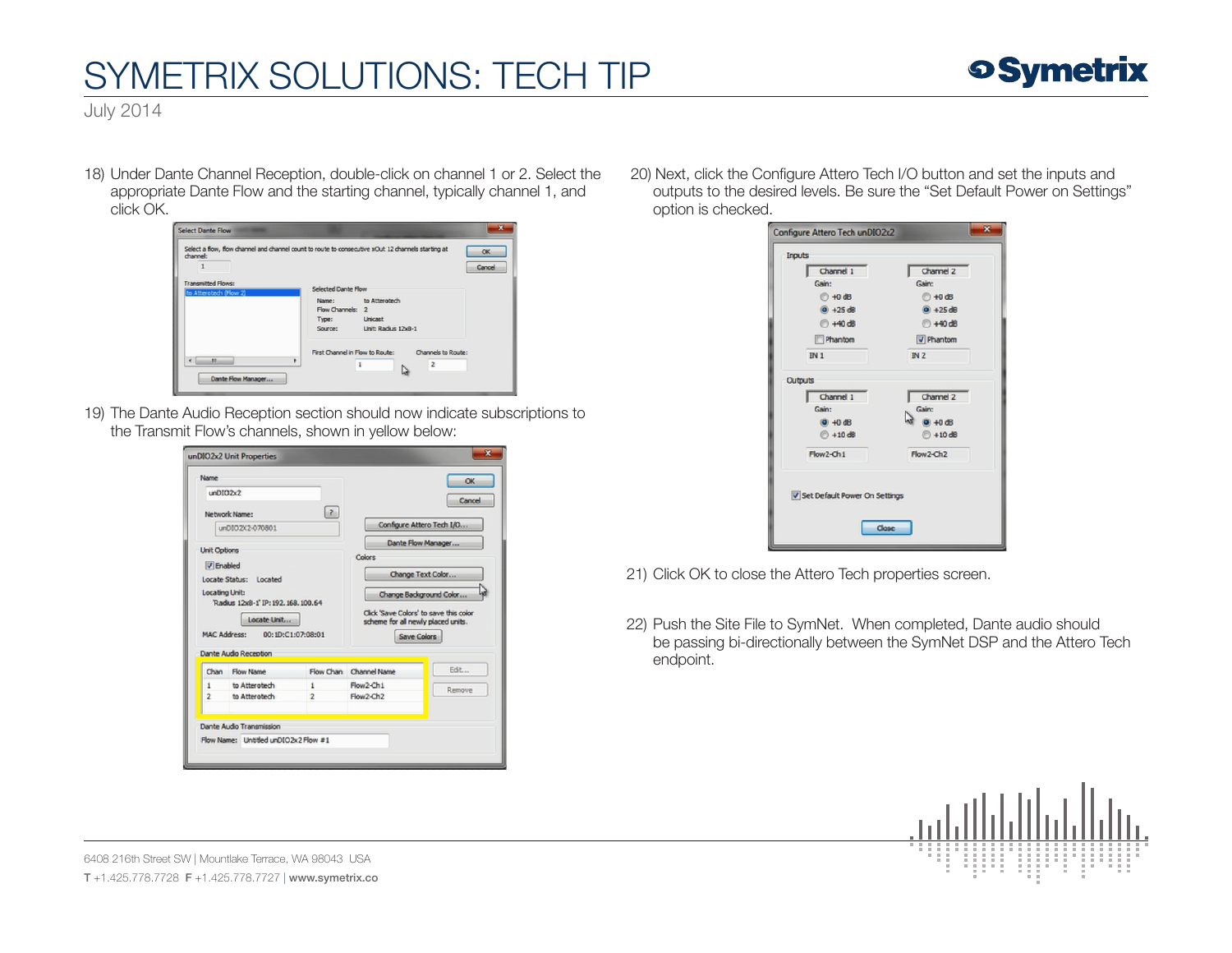18) Under Dante Channel Reception, double-click on channel 1 or 2. Select the appropriate Dante Flow and the starting channel, typically channel 1, and click OK.

19) The Dante Audio Reception section should now indicate subscriptions to the Transmit Flow's channels, shown in yellow below:

20) Next, click the Configure Attero Tech I/O button and set the inputs and outputs to the desired levels. Be sure the "Set Default Power on Settings" option is checked.

21) Click OK to close the Attero Tech properties screen.

22) Push the Site File to SymNet. When completed, Dante audio should be passing bi-directionally between the SymNet DSP and the Attero Tech endpoint.